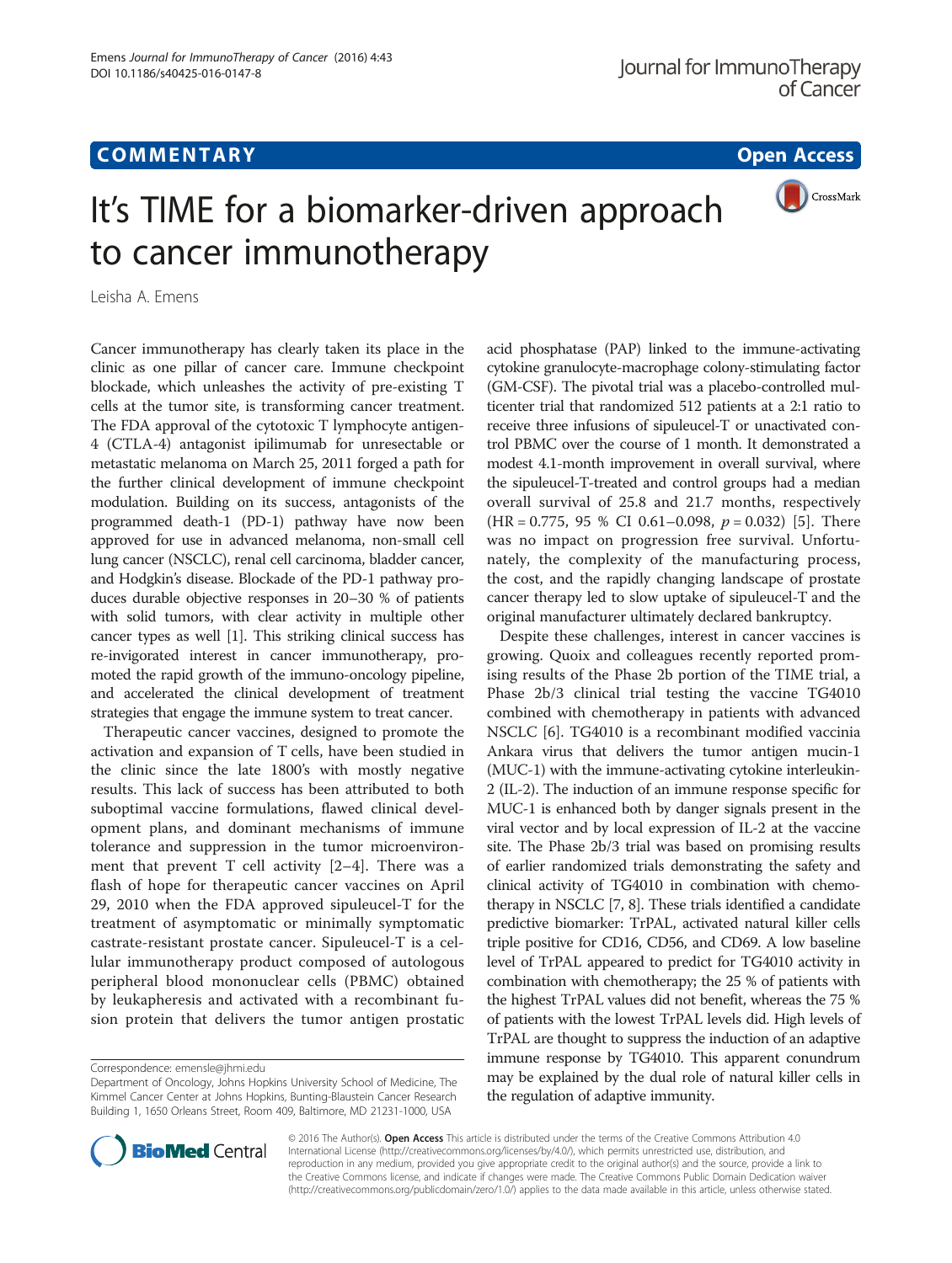**COMMENTARY** **Open Access**

# It's TIME for a biomarker-driven approach to cancer immunotherapy

Leisha A. Emens

Cancer immunotherapy has clearly taken its place in the clinic as one pillar of cancer care. Immune checkpoint blockade, which unleashes the activity of pre-existing T cells at the tumor site, is transforming cancer treatment. The FDA approval of the cytotoxic T lymphocyte antigen-4 (CTLA-4) antagonist ipilimumab for unresectable or metastatic melanoma on March 25, 2011 forged a path for the further clinical development of immune checkpoint modulation. Building on its success, antagonists of the programmed death-1 (PD-1) pathway have now been approved for use in advanced melanoma, non-small cell lung cancer (NSCLC), renal cell carcinoma, bladder cancer, and Hodgkin's disease. Blockade of the PD-1 pathway produces durable objective responses in 20–30 % of patients with solid tumors, with clear activity in multiple other cancer types as well [1]. This striking clinical success has re-invigorated interest in cancer immunotherapy, promoted the rapid growth of the immuno-oncology pipeline, and accelerated the clinical development of treatment strategies that engage the immune system to treat cancer.

Therapeutic cancer vaccines, designed to promote the activation and expansion of T cells, have been studied in the clinic since the late 1800's with mostly negative results. This lack of success has been attributed to both suboptimal vaccine formulations, flawed clinical development plans, and dominant mechanisms of immune tolerance and suppression in the tumor microenvironment that prevent T cell activity [2–4]. There was a flash of hope for therapeutic cancer vaccines on April 29, 2010 when the FDA approved sipuleucel-T for the treatment of asymptomatic or minimally symptomatic castrate-resistant prostate cancer. Sipuleucel-T is a cellular immunotherapy product composed of autologous peripheral blood mononuclear cells (PBMC) obtained by leukapheresis and activated with a recombinant fusion protein that delivers the tumor antigen prostatic acid phosphatase (PAP) linked to the immune-activating cytokine granulocyte-macrophage colony-stimulating factor (GM-CSF). The pivotal trial was a placebo-controlled multicenter trial that randomized 512 patients at a 2:1 ratio to receive three infusions of sipuleucel-T or unactivated control PBMC over the course of 1 month. It demonstrated a modest 4.1-month improvement in overall survival, where the sipuleucel-T-treated and control groups had a median overall survival of 25.8 and 21.7 months, respectively (HR = 0.775, 95 % CI 0.61–0.098, $p = 0.032$) [5]. There was no impact on progression free survival. Unfortunately, the complexity of the manufacturing process, the cost, and the rapidly changing landscape of prostate cancer therapy led to slow uptake of sipuleucel-T and the original manufacturer ultimately declared bankruptcy.

Despite these challenges, interest in cancer vaccines is growing. Quoix and colleagues recently reported promising results of the Phase 2b portion of the TIME trial, a Phase 2b/3 clinical trial testing the vaccine TG4010 combined with chemotherapy in patients with advanced NSCLC [6]. TG4010 is a recombinant modified vaccinia Ankara virus that delivers the tumor antigen mucin-1 (MUC-1) with the immune-activating cytokine interleukin-2 (IL-2). The induction of an immune response specific for MUC-1 is enhanced both by danger signals present in the viral vector and by local expression of IL-2 at the vaccine site. The Phase 2b/3 trial was based on promising results of earlier randomized trials demonstrating the safety and clinical activity of TG4010 in combination with chemotherapy in NSCLC [7, 8]. These trials identified a candidate predictive biomarker: TrPAL, activated natural killer cells triple positive for CD16, CD56, and CD69. A low baseline level of TrPAL appeared to predict for TG4010 activity in combination with chemotherapy; the 25 % of patients with the highest TrPAL values did not benefit, whereas the 75 % of patients with the lowest TrPAL levels did. High levels of TrPAL are thought to suppress the induction of an adaptive immune response by TG4010. This apparent conundrum may be explained by the dual role of natural killer cells in the regulation of adaptive immunity.

Correspondence: emensle@jhmi.edu
Department of Oncology, Johns Hopkins University School of Medicine, The Kimmel Cancer Center at Johns Hopkins, Bunting-Blaustein Cancer Research Building 1, 1650 Orleans Street, Room 409, Baltimore, MD 21231-1000, USA

© 2016 The Author(s). **Open Access** This article is distributed under the terms of the Creative Commons Attribution 4.0 International License (http://creativecommons.org/licenses/by/4.0/), which permits unrestricted use, distribution, and reproduction in any medium, provided you give appropriate credit to the original author(s) and the source, provide a link to the Creative Commons license, and indicate if changes were made. The Creative Commons Public Domain Dedication waiver (http://creativecommons.org/publicdomain/zero/1.0/) applies to the data made available in this article, unless otherwise stated.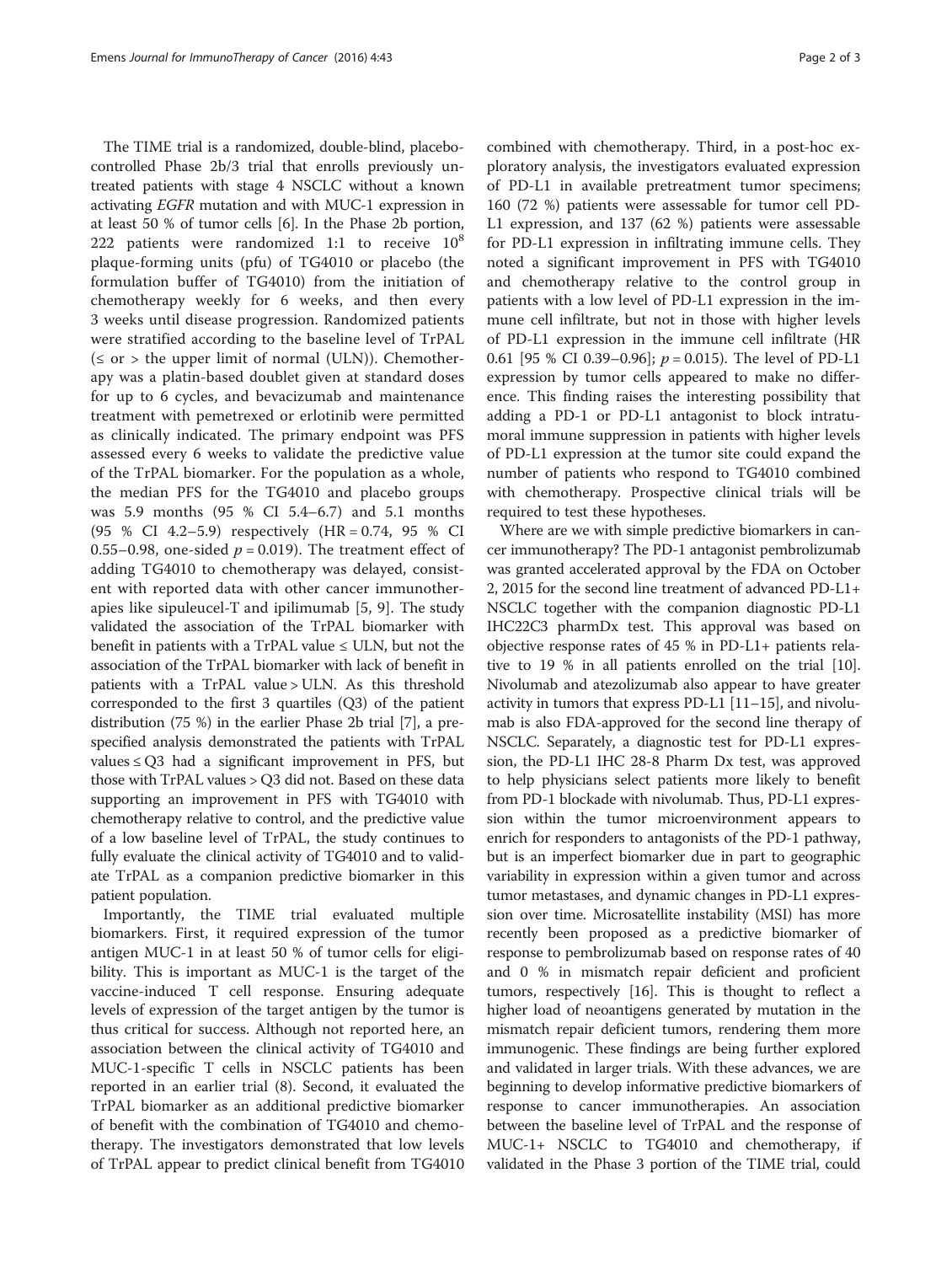The TIME trial is a randomized, double-blind, placebo-controlled Phase 2b/3 trial that enrolls previously untreated patients with stage 4 NSCLC without a known activating *EGFR* mutation and with MUC-1 expression in at least 50 % of tumor cells [6]. In the Phase 2b portion, 222 patients were randomized 1:1 to receive $10^8$ plaque-forming units (pfu) of TG4010 or placebo (the formulation buffer of TG4010) from the initiation of chemotherapy weekly for 6 weeks, and then every 3 weeks until disease progression. Randomized patients were stratified according to the baseline level of TrPAL (≤ or > the upper limit of normal (ULN)). Chemotherapy was a platin-based doublet given at standard doses for up to 6 cycles, and bevacizumab and maintenance treatment with pemetrexed or erlotinib were permitted as clinically indicated. The primary endpoint was PFS assessed every 6 weeks to validate the predictive value of the TrPAL biomarker. For the population as a whole, the median PFS for the TG4010 and placebo groups was 5.9 months (95 % CI 5.4–6.7) and 5.1 months (95 % CI 4.2–5.9) respectively (HR = 0.74, 95 % CI 0.55–0.98, one-sided $p = 0.019$). The treatment effect of adding TG4010 to chemotherapy was delayed, consistent with reported data with other cancer immunotherapies like sipuleucel-T and ipilimumab [5, 9]. The study validated the association of the TrPAL biomarker with benefit in patients with a TrPAL value ≤ ULN, but not the association of the TrPAL biomarker with lack of benefit in patients with a TrPAL value > ULN. As this threshold corresponded to the first 3 quartiles (Q3) of the patient distribution (75 %) in the earlier Phase 2b trial [7], a prespecified analysis demonstrated the patients with TrPAL values ≤ Q3 had a significant improvement in PFS, but those with TrPAL values > Q3 did not. Based on these data supporting an improvement in PFS with TG4010 with chemotherapy relative to control, and the predictive value of a low baseline level of TrPAL, the study continues to fully evaluate the clinical activity of TG4010 and to validate TrPAL as a companion predictive biomarker in this patient population.

Importantly, the TIME trial evaluated multiple biomarkers. First, it required expression of the tumor antigen MUC-1 in at least 50 % of tumor cells for eligibility. This is important as MUC-1 is the target of the vaccine-induced T cell response. Ensuring adequate levels of expression of the target antigen by the tumor is thus critical for success. Although not reported here, an association between the clinical activity of TG4010 and MUC-1-specific T cells in NSCLC patients has been reported in an earlier trial (8). Second, it evaluated the TrPAL biomarker as an additional predictive biomarker of benefit with the combination of TG4010 and chemotherapy. The investigators demonstrated that low levels of TrPAL appear to predict clinical benefit from TG4010 combined with chemotherapy. Third, in a post-hoc exploratory analysis, the investigators evaluated expression of PD-L1 in available pretreatment tumor specimens; 160 (72 %) patients were assessable for tumor cell PD-L1 expression, and 137 (62 %) patients were assessable for PD-L1 expression in infiltrating immune cells. They noted a significant improvement in PFS with TG4010 and chemotherapy relative to the control group in patients with a low level of PD-L1 expression in the immune cell infiltrate, but not in those with higher levels of PD-L1 expression in the immune cell infiltrate (HR 0.61 [95 % CI 0.39–0.96]; $p = 0.015$). The level of PD-L1 expression by tumor cells appeared to make no difference. This finding raises the interesting possibility that adding a PD-1 or PD-L1 antagonist to block intratumoral immune suppression in patients with higher levels of PD-L1 expression at the tumor site could expand the number of patients who respond to TG4010 combined with chemotherapy. Prospective clinical trials will be required to test these hypotheses.

Where are we with simple predictive biomarkers in cancer immunotherapy? The PD-1 antagonist pembrolizumab was granted accelerated approval by the FDA on October 2, 2015 for the second line treatment of advanced PD-L1+ NSCLC together with the companion diagnostic PD-L1 IHC22C3 pharmDx test. This approval was based on objective response rates of 45 % in PD-L1+ patients relative to 19 % in all patients enrolled on the trial [10]. Nivolumab and atezolizumab also appear to have greater activity in tumors that express PD-L1 [11–15], and nivolumab is also FDA-approved for the second line therapy of NSCLC. Separately, a diagnostic test for PD-L1 expression, the PD-L1 IHC 28-8 Pharm Dx test, was approved to help physicians select patients more likely to benefit from PD-1 blockade with nivolumab. Thus, PD-L1 expression within the tumor microenvironment appears to enrich for responders to antagonists of the PD-1 pathway, but is an imperfect biomarker due in part to geographic variability in expression within a given tumor and across tumor metastases, and dynamic changes in PD-L1 expression over time. Microsatellite instability (MSI) has more recently been proposed as a predictive biomarker of response to pembrolizumab based on response rates of 40 and 0 % in mismatch repair deficient and proficient tumors, respectively [16]. This is thought to reflect a higher load of neoantigens generated by mutation in the mismatch repair deficient tumors, rendering them more immunogenic. These findings are being further explored and validated in larger trials. With these advances, we are beginning to develop informative predictive biomarkers of response to cancer immunotherapies. An association between the baseline level of TrPAL and the response of MUC-1+ NSCLC to TG4010 and chemotherapy, if validated in the Phase 3 portion of the TIME trial, could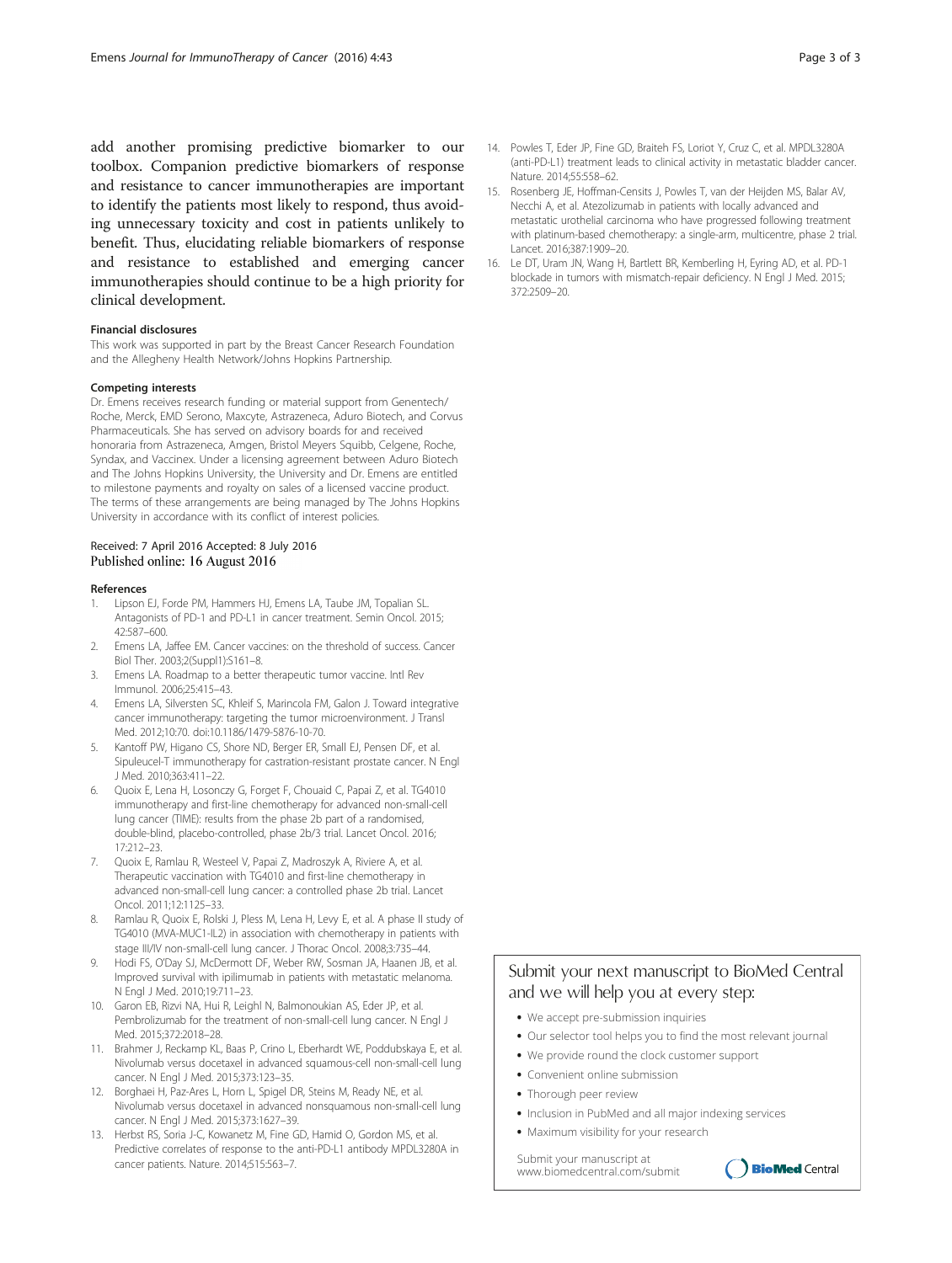add another promising predictive biomarker to our toolbox. Companion predictive biomarkers of response and resistance to cancer immunotherapies are important to identify the patients most likely to respond, thus avoiding unnecessary toxicity and cost in patients unlikely to benefit. Thus, elucidating reliable biomarkers of response and resistance to established and emerging cancer immunotherapies should continue to be a high priority for clinical development.

#### Financial disclosures

This work was supported in part by the Breast Cancer Research Foundation and the Allegheny Health Network/Johns Hopkins Partnership.

#### Competing interests

Dr. Emens receives research funding or material support from Genentech/Roche, Merck, EMD Serono, Maxcyte, Astrazeneca, Aduro Biotech, and Corvus Pharmaceuticals. She has served on advisory boards for and received honoraria from Astrazeneca, Amgen, Bristol Meyers Squibb, Celgene, Roche, Syndax, and Vaccinex. Under a licensing agreement between Aduro Biotech and The Johns Hopkins University, the University and Dr. Emens are entitled to milestone payments and royalty on sales of a licensed vaccine product. The terms of these arrangements are being managed by The Johns Hopkins University in accordance with its conflict of interest policies.

Received: 7 April 2016 Accepted: 8 July 2016
Published online: 16 August 2016

#### References

1. Lipson EJ, Forde PM, Hammers HJ, Emens LA, Taube JM, Topalian SL. Antagonists of PD-1 and PD-L1 in cancer treatment. Semin Oncol. 2015; 42:587–600.
2. Emens LA, Jaffee EM. Cancer vaccines: on the threshold of success. Cancer Biol Ther. 2003;2(Suppl1):S161–8.
3. Emens LA. Roadmap to a better therapeutic tumor vaccine. Intl Rev Immunol. 2006;25:415–43.
4. Emens LA, Silverstein SC, Khleif S, Marincola FM, Galon J. Toward integrative cancer immunotherapy: targeting the tumor microenvironment. J Transl Med. 2012;10:70. doi:10.1186/1479-5876-10-70.
5. Kantoff PW, Higano CS, Shore ND, Berger ER, Small EJ, Pensen DF, et al. Sipuleucel-T immunotherapy for castration-resistant prostate cancer. N Engl J Med. 2010;363:411–22.
6. Quoix E, Lena H, Losonczy G, Forget F, Chouaid C, Papai Z, et al. TG4010 immunotherapy and first-line chemotherapy for advanced non-small-cell lung cancer (TIME): results from the phase 2b part of a randomised, double-blind, placebo-controlled, phase 2b/3 trial. Lancet Oncol. 2016; 17:212–23.
7. Quoix E, Ramlau R, Westeel V, Papai Z, Madroszyk A, Riviere A, et al. Therapeutic vaccination with TG4010 and first-line chemotherapy in advanced non-small-cell lung cancer: a controlled phase 2b trial. Lancet Oncol. 2011;12:1125–33.
8. Ramlau R, Quoix E, Rolski J, Pless M, Lena H, Levy E, et al. A phase II study of TG4010 (MVA-MUC1-IL2) in association with chemotherapy in patients with stage III/IV non-small-cell lung cancer. J Thorac Oncol. 2008;3:735–44.
9. Hodi FS, O'Day SJ, McDermott DF, Weber RW, Sosman JA, Haanen JB, et al. Improved survival with ipilimumab in patients with metastatic melanoma. N Engl J Med. 2010;19:711–23.
10. Garon EB, Rizvi NA, Hui R, Leighl N, Balmonoukian AS, Eder JP, et al. Pembrolizumab for the treatment of non-small-cell lung cancer. N Engl J Med. 2015;372:2018–28.
11. Brahmer J, Reckamp KL, Baas P, Crino L, Eberhardt WE, Poddubskaya E, et al. Nivolumab versus docetaxel in advanced squamous-cell non-small-cell lung cancer. N Engl J Med. 2015;373:123–35.
12. Borghaei H, Paz-Ares L, Horn L, Spigel DR, Steins M, Ready NE, et al. Nivolumab versus docetaxel in advanced nonsquamous non-small-cell lung cancer. N Engl J Med. 2015;373:1627–39.
13. Herbst RS, Soria J-C, Kowanetz M, Fine GD, Hamid O, Gordon MS, et al. Predictive correlates of response to the anti-PD-L1 antibody MPDL3280A in cancer patients. Nature. 2014;515:563–7.
14. Powles T, Eder JP, Fine GD, Braiteh FS, Loriot Y, Cruz C, et al. MPDL3280A (anti-PD-L1) treatment leads to clinical activity in metastatic bladder cancer. Nature. 2014;55:558–62.
15. Rosenberg JE, Hoffman-Censits J, Powles T, van der Heijden MS, Balar AV, Necchi A, et al. Atezolizumab in patients with locally advanced and metastatic urothelial carcinoma who have progressed following treatment with platinum-based chemotherapy: a single-arm, multicentre, phase 2 trial. Lancet. 2016;387:1909–20.
16. Le DT, Uram JN, Wang H, Bartlett BR, Kemberling H, Eyring AD, et al. PD-1 blockade in tumors with mismatch-repair deficiency. N Engl J Med. 2015; 372:2509–20.

Submit your next manuscript to BioMed Central and we will help you at every step:

- We accept pre-submission inquiries
- Our selector tool helps you to find the most relevant journal
- We provide round the clock customer support
- Convenient online submission
- Thorough peer review
- Inclusion in PubMed and all major indexing services
- Maximum visibility for your research

Submit your manuscript at www.biomedcentral.com/submit

BioMed Central